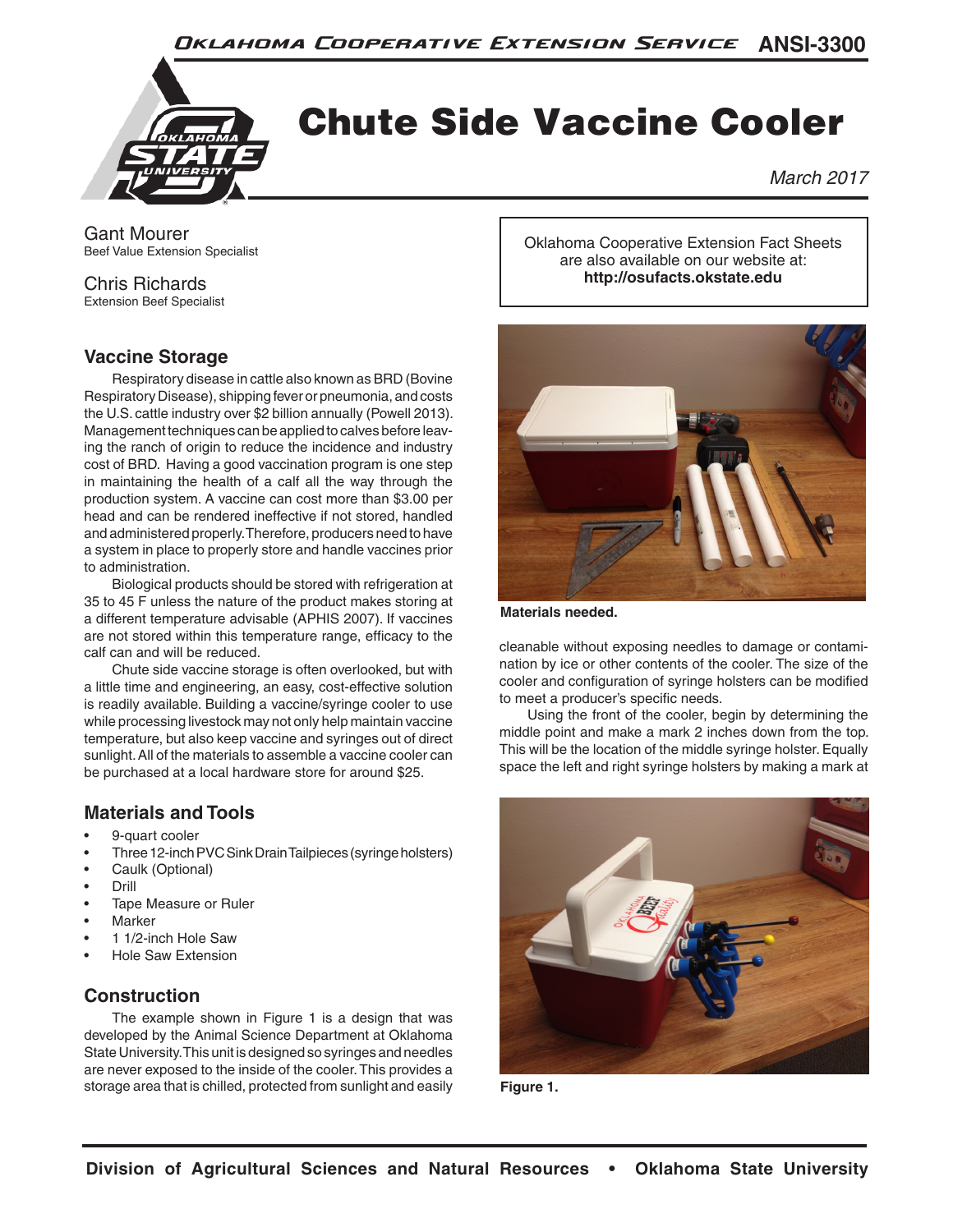# Chute Side Vaccine Cooler

*March 2017*

Gant Mourer
Beef Value Extension Specialist

Chris Richards
Extension Beef Specialist

Oklahoma Cooperative Extension Fact Sheets are also available on our website at: **http://osufacts.okstate.edu**

## Vaccine Storage

Respiratory disease in cattle also known as BRD (Bovine Respiratory Disease), shipping fever or pneumonia, and costs the U.S. cattle industry over $2 billion annually (Powell 2013). Management techniques can be applied to calves before leaving the ranch of origin to reduce the incidence and industry cost of BRD. Having a good vaccination program is one step in maintaining the health of a calf all the way through the production system. A vaccine can cost more than $3.00 per head and can be rendered ineffective if not stored, handled and administered properly. Therefore, producers need to have a system in place to properly store and handle vaccines prior to administration.

Biological products should be stored with refrigeration at 35 to 45 F unless the nature of the product makes storing at a different temperature advisable (APHIS 2007). If vaccines are not stored within this temperature range, efficacy to the calf can and will be reduced.

Chute side vaccine storage is often overlooked, but with a little time and engineering, an easy, cost-effective solution is readily available. Building a vaccine/syringe cooler to use while processing livestock may not only help maintain vaccine temperature, but also keep vaccine and syringes out of direct sunlight. All of the materials to assemble a vaccine cooler can be purchased at a local hardware store for around $25.

## Materials and Tools

- 9-quart cooler
- Three 12-inch PVC Sink Drain Tailpieces (syringe holsters)
- Caulk (Optional)
- Drill
- Tape Measure or Ruler
- Marker
- 1 1/2-inch Hole Saw
- Hole Saw Extension

## Construction

The example shown in Figure 1 is a design that was developed by the Animal Science Department at Oklahoma State University. This unit is designed so syringes and needles are never exposed to the inside of the cooler. This provides a storage area that is chilled, protected from sunlight and easily cleanable without exposing needles to damage or contamination by ice or other contents of the cooler. The size of the cooler and configuration of syringe holsters can be modified to meet a producer's specific needs.

**Materials needed.**

Using the front of the cooler, begin by determining the middle point and make a mark 2 inches down from the top. This will be the location of the middle syringe holster. Equally space the left and right syringe holsters by making a mark at

**Figure 1.**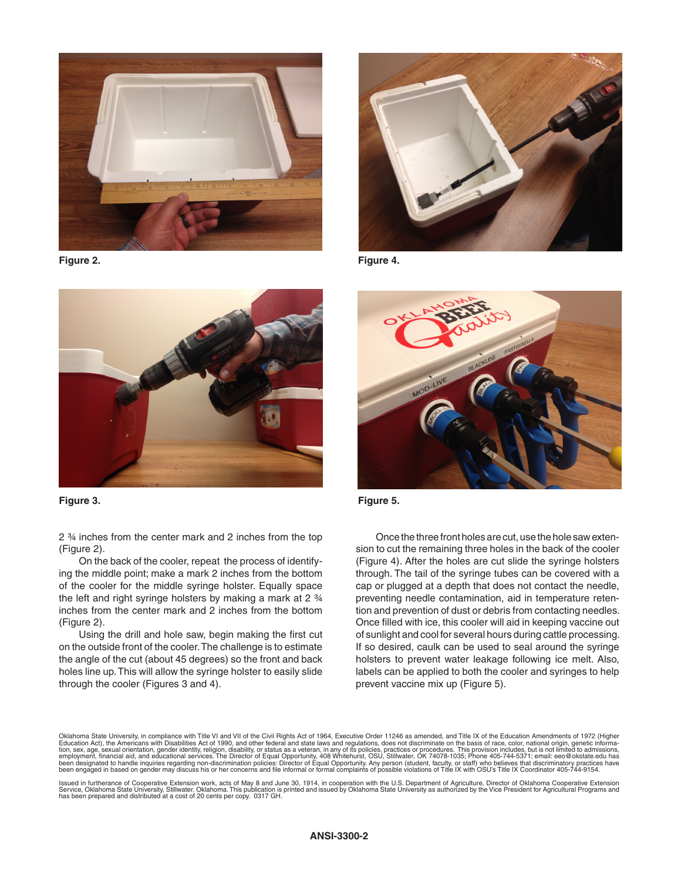Figure 2.

Figure 4.

Figure 3.

Figure 5.

2 ¾ inches from the center mark and 2 inches from the top (Figure 2).

On the back of the cooler, repeat the process of identifying the middle point; make a mark 2 inches from the bottom of the cooler for the middle syringe holster. Equally space the left and right syringe holsters by making a mark at 2 ¾ inches from the center mark and 2 inches from the bottom (Figure 2).

Using the drill and hole saw, begin making the first cut on the outside front of the cooler. The challenge is to estimate the angle of the cut (about 45 degrees) so the front and back holes line up. This will allow the syringe holster to easily slide through the cooler (Figures 3 and 4).

Once the three front holes are cut, use the hole saw extension to cut the remaining three holes in the back of the cooler (Figure 4). After the holes are cut slide the syringe holsters through. The tail of the syringe tubes can be covered with a cap or plugged at a depth that does not contact the needle, preventing needle contamination, aid in temperature retention and prevention of dust or debris from contacting needles. Once filled with ice, this cooler will aid in keeping vaccine out of sunlight and cool for several hours during cattle processing. If so desired, caulk can be used to seal around the syringe holsters to prevent water leakage following ice melt. Also, labels can be applied to both the cooler and syringes to help prevent vaccine mix up (Figure 5).

Oklahoma State University, in compliance with Title VI and VII of the Civil Rights Act of 1964, Executive Order 11246 as amended, and Title IX of the Education Amendments of 1972 (Higher Education Act), the Americans with Disabilities Act of 1990, and other federal and state laws and regulations, does not discriminate on the basis of race, color, national origin, genetic information, sex, age, sexual orientation, gender identity, religion, disability, or status as a veteran, in any of its policies, practices or procedures. This provision includes, but is not limited to admissions, employment, financial aid, and educational services. The Director of Equal Opportunity, 408 Whitehurst, OSU, Stillwater, OK 74078-1035; Phone 405-744-5371; email: eeo@okstate.edu has been designated to handle inquiries regarding non-discrimination policies: Director of Equal Opportunity. Any person (student, faculty, or staff) who believes that discriminatory practices have been engaged in based on gender may discuss his or her concerns and file informal or formal complaints of possible violations of Title IX with OSU's Title IX Coordinator 405-744-9154.

Issued in furtherance of Cooperative Extension work, acts of May 8 and June 30, 1914, in cooperation with the U.S. Department of Agriculture, Director of Oklahoma Cooperative Extension Service, Oklahoma State University, Stillwater, Oklahoma. This publication is printed and issued by Oklahoma State University as authorized by the Vice President for Agricultural Programs and has been prepared and distributed at a cost of 20 cents per copy. 0317 GH.

ANSI-3300-2